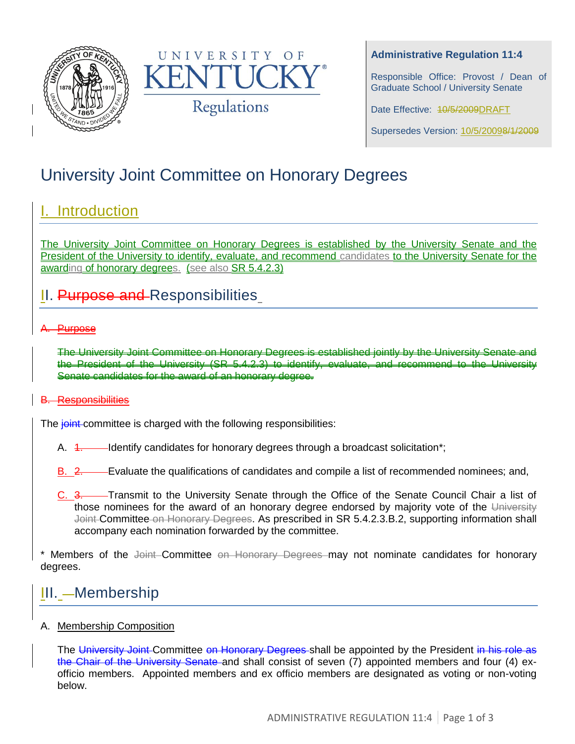UNIVERSITY OF KENTUCKY Regulations

**Administrative Regulation 11:4**

Responsible Office: Provost / Dean of Graduate School / University Senate

Date Effective: ~~10/5/2009~~DRAFT

Supersedes Version: 10/5/2009~~8/1/2009~~

# University Joint Committee on Honorary Degrees

## I. Introduction

The University Joint Committee on Honorary Degrees is established by the University Senate and the President of the University to identify, evaluate, and recommend candidates to the University Senate for the awarding of honorary degrees. (see also SR 5.4.2.3)

## II. ~~Purpose and~~ Responsibilities

~~A. Purpose~~

~~The University Joint Committee on Honorary Degrees is established jointly by the University Senate and the President of the University (SR 5.4.2.3) to identify, evaluate, and recommend to the University Senate candidates for the award of an honorary degree.~~

~~B. Responsibilities~~

The ~~joint~~ committee is charged with the following responsibilities:

A. ~~1.~~ Identify candidates for honorary degrees through a broadcast solicitation*;

B. ~~2.~~ Evaluate the qualifications of candidates and compile a list of recommended nominees; and,

C. ~~3.~~ Transmit to the University Senate through the Office of the Senate Council Chair a list of those nominees for the award of an honorary degree endorsed by majority vote of the ~~University Joint~~ Committee ~~on Honorary Degrees~~. As prescribed in SR 5.4.2.3.B.2, supporting information shall accompany each nomination forwarded by the committee.

* Members of the ~~Joint~~ Committee ~~on Honorary Degrees~~ may not nominate candidates for honorary degrees.

## III. Membership

A. Membership Composition

The ~~University Joint~~ Committee ~~on Honorary Degrees~~ shall be appointed by the President ~~in his role as the Chair of the University Senate~~ and shall consist of seven (7) appointed members and four (4) ex-officio members. Appointed members and ex officio members are designated as voting or non-voting below.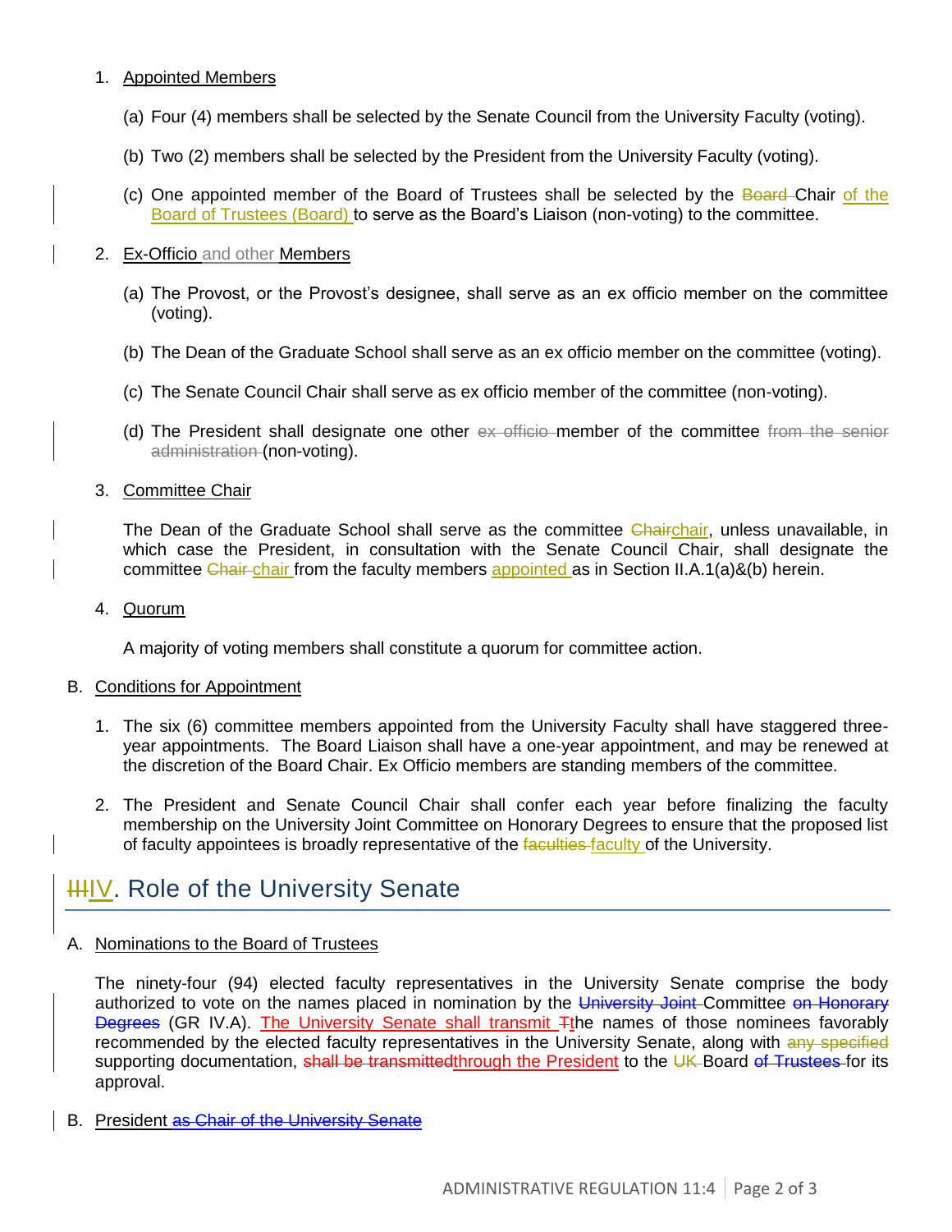1. Appointed Members

   (a) Four (4) members shall be selected by the Senate Council from the University Faculty (voting).

   (b) Two (2) members shall be selected by the President from the University Faculty (voting).

   (c) One appointed member of the Board of Trustees shall be selected by the ~~Board~~ Chair of the Board of Trustees (Board) to serve as the Board's Liaison (non-voting) to the committee.

2. Ex-Officio and other Members

   (a) The Provost, or the Provost's designee, shall serve as an ex officio member on the committee (voting).

   (b) The Dean of the Graduate School shall serve as an ex officio member on the committee (voting).

   (c) The Senate Council Chair shall serve as ex officio member of the committee (non-voting).

   (d) The President shall designate one other ~~ex officio~~ member of the committee ~~from the senior administration~~ (non-voting).

3. Committee Chair

   The Dean of the Graduate School shall serve as the committee ~~Chair~~chair, unless unavailable, in which case the President, in consultation with the Senate Council Chair, shall designate the committee ~~Chair~~ chair from the faculty members appointed as in Section II.A.1(a)&(b) herein.

4. Quorum

   A majority of voting members shall constitute a quorum for committee action.

B. Conditions for Appointment

1. The six (6) committee members appointed from the University Faculty shall have staggered three-year appointments. The Board Liaison shall have a one-year appointment, and may be renewed at the discretion of the Board Chair. Ex Officio members are standing members of the committee.

2. The President and Senate Council Chair shall confer each year before finalizing the faculty membership on the University Joint Committee on Honorary Degrees to ensure that the proposed list of faculty appointees is broadly representative of the ~~faculties~~ faculty of the University.

## ~~III~~IV. Role of the University Senate

A. Nominations to the Board of Trustees

The ninety-four (94) elected faculty representatives in the University Senate comprise the body authorized to vote on the names placed in nomination by the ~~University Joint~~ Committee ~~on Honorary Degrees~~ (GR IV.A). The University Senate shall transmit ~~T~~the names of those nominees favorably recommended by the elected faculty representatives in the University Senate, along with ~~any specified~~ supporting documentation, ~~shall be transmitted~~through the President to the ~~UK~~ Board ~~of Trustees~~ for its approval.

B. President ~~as Chair of the University Senate~~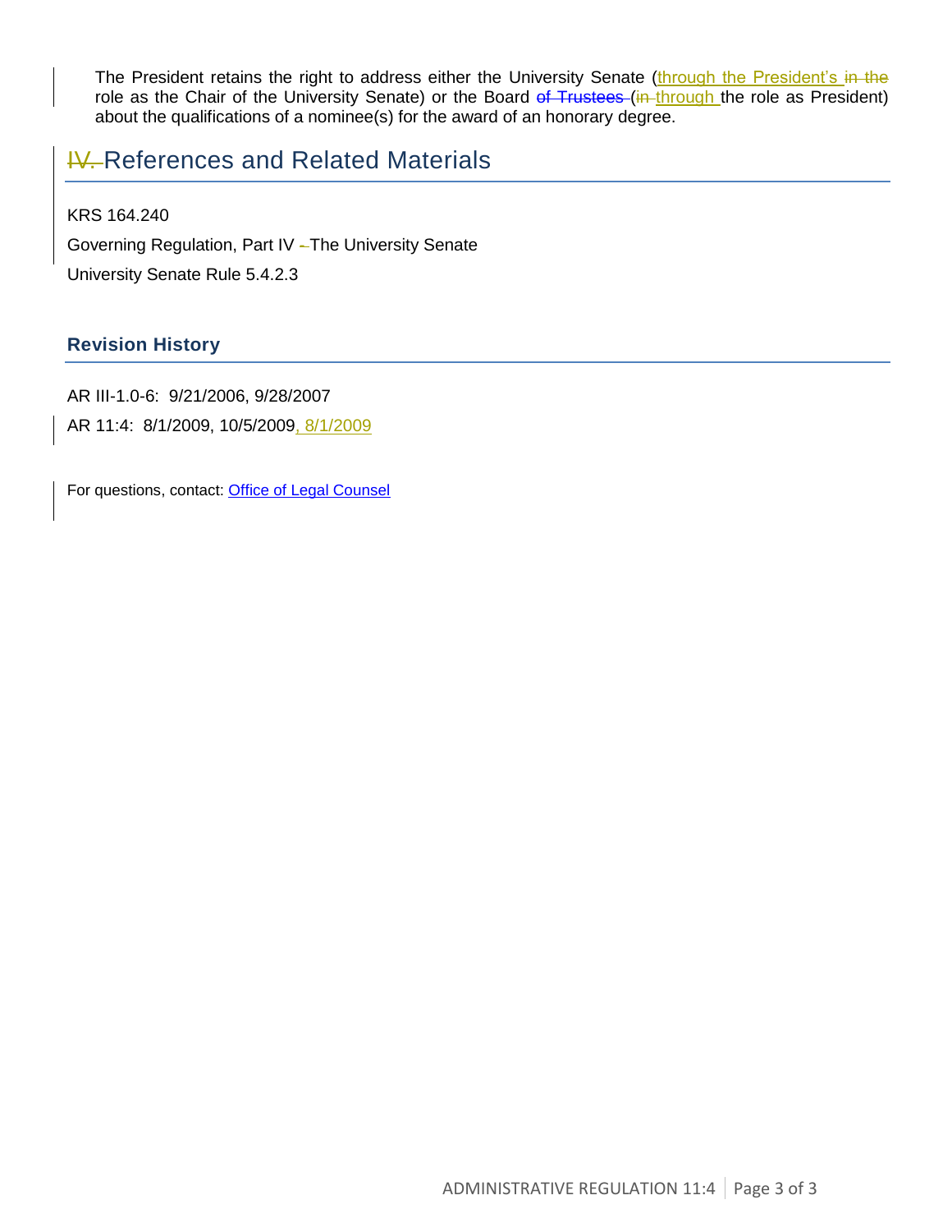The President retains the right to address either the University Senate (through the President's ~~in the~~ role as the Chair of the University Senate) or the Board ~~of Trustees~~ (~~in~~ through the role as President) about the qualifications of a nominee(s) for the award of an honorary degree.

# ~~IV.~~ References and Related Materials

KRS 164.240

Governing Regulation, Part IV ~~-~~The University Senate

University Senate Rule 5.4.2.3

### Revision History

AR III-1.0-6: 9/21/2006, 9/28/2007

AR 11:4: 8/1/2009, 10/5/2009, 8/1/2009

For questions, contact: Office of Legal Counsel